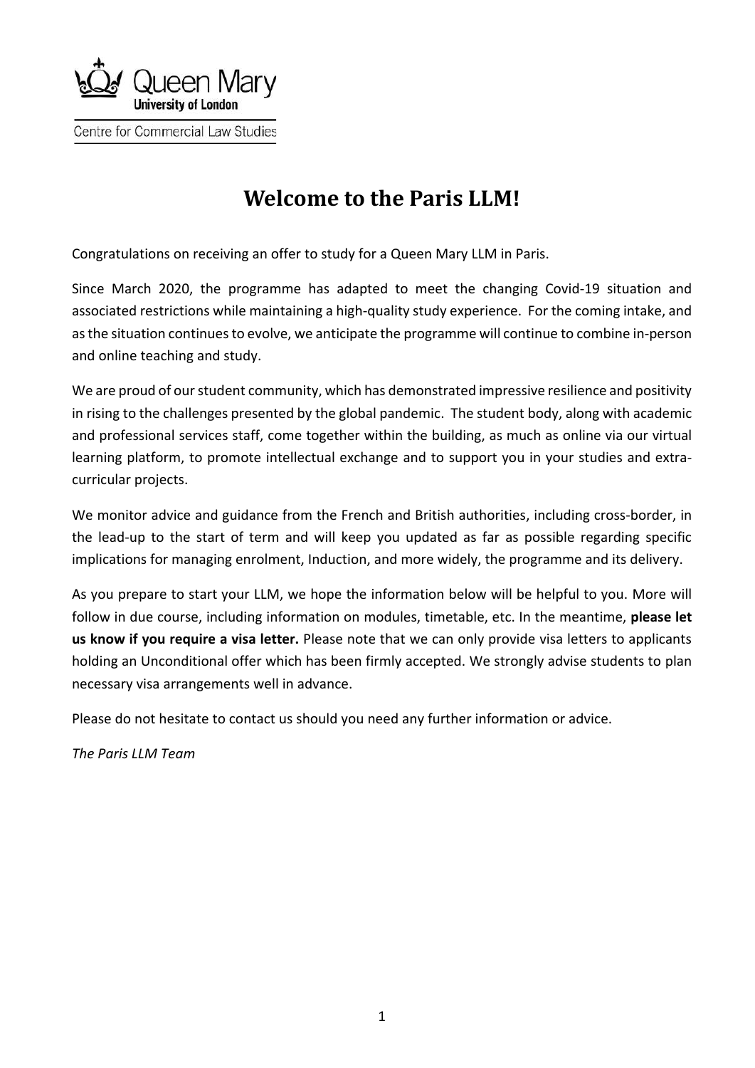Queen Mary
University of London

Centre for Commercial Law Studies

# Welcome to the Paris LLM!

Congratulations on receiving an offer to study for a Queen Mary LLM in Paris.

Since March 2020, the programme has adapted to meet the changing Covid-19 situation and associated restrictions while maintaining a high-quality study experience. For the coming intake, and as the situation continues to evolve, we anticipate the programme will continue to combine in-person and online teaching and study.

We are proud of our student community, which has demonstrated impressive resilience and positivity in rising to the challenges presented by the global pandemic. The student body, along with academic and professional services staff, come together within the building, as much as online via our virtual learning platform, to promote intellectual exchange and to support you in your studies and extra-curricular projects.

We monitor advice and guidance from the French and British authorities, including cross-border, in the lead-up to the start of term and will keep you updated as far as possible regarding specific implications for managing enrolment, Induction, and more widely, the programme and its delivery.

As you prepare to start your LLM, we hope the information below will be helpful to you. More will follow in due course, including information on modules, timetable, etc. In the meantime, **please let us know if you require a visa letter.** Please note that we can only provide visa letters to applicants holding an Unconditional offer which has been firmly accepted. We strongly advise students to plan necessary visa arrangements well in advance.

Please do not hesitate to contact us should you need any further information or advice.

*The Paris LLM Team*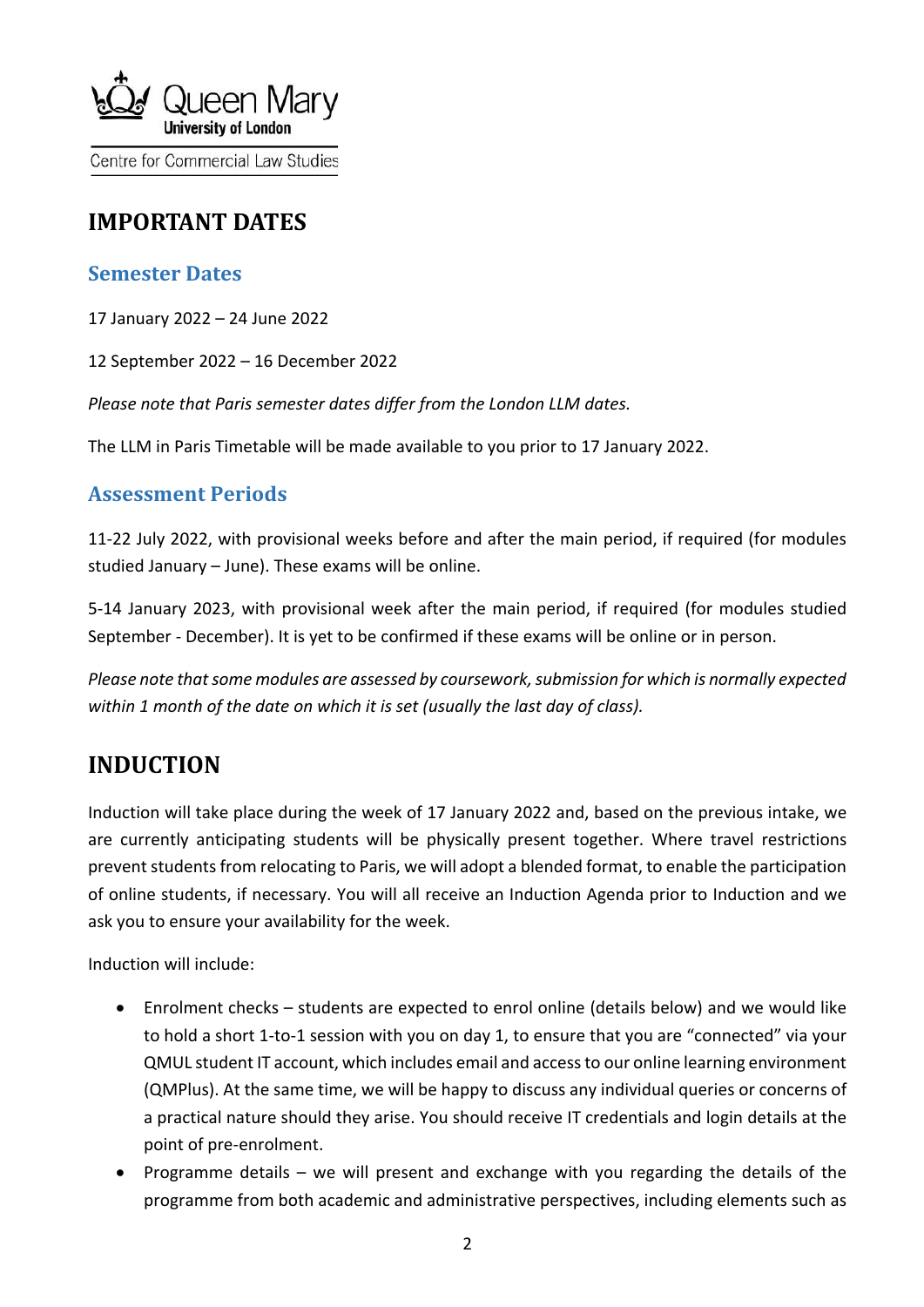# IMPORTANT DATES

## Semester Dates

17 January 2022 – 24 June 2022

12 September 2022 – 16 December 2022

*Please note that Paris semester dates differ from the London LLM dates.*

The LLM in Paris Timetable will be made available to you prior to 17 January 2022.

## Assessment Periods

11-22 July 2022, with provisional weeks before and after the main period, if required (for modules studied January – June). These exams will be online.

5-14 January 2023, with provisional week after the main period, if required (for modules studied September - December). It is yet to be confirmed if these exams will be online or in person.

*Please note that some modules are assessed by coursework, submission for which is normally expected within 1 month of the date on which it is set (usually the last day of class).*

# INDUCTION

Induction will take place during the week of 17 January 2022 and, based on the previous intake, we are currently anticipating students will be physically present together. Where travel restrictions prevent students from relocating to Paris, we will adopt a blended format, to enable the participation of online students, if necessary. You will all receive an Induction Agenda prior to Induction and we ask you to ensure your availability for the week.

Induction will include:

- Enrolment checks – students are expected to enrol online (details below) and we would like to hold a short 1-to-1 session with you on day 1, to ensure that you are "connected" via your QMUL student IT account, which includes email and access to our online learning environment (QMPlus). At the same time, we will be happy to discuss any individual queries or concerns of a practical nature should they arise. You should receive IT credentials and login details at the point of pre-enrolment.
- Programme details – we will present and exchange with you regarding the details of the programme from both academic and administrative perspectives, including elements such as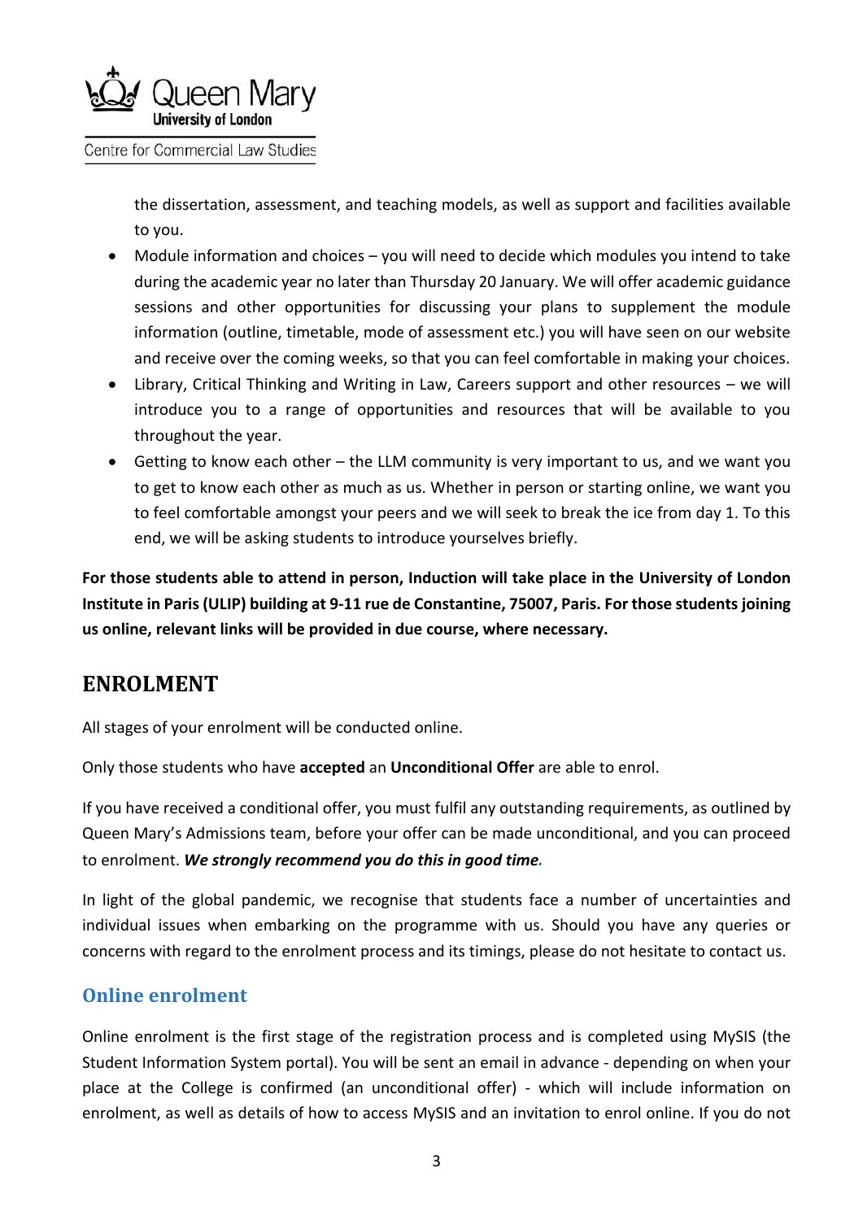the dissertation, assessment, and teaching models, as well as support and facilities available to you.

- Module information and choices – you will need to decide which modules you intend to take during the academic year no later than Thursday 20 January. We will offer academic guidance sessions and other opportunities for discussing your plans to supplement the module information (outline, timetable, mode of assessment etc.) you will have seen on our website and receive over the coming weeks, so that you can feel comfortable in making your choices.
- Library, Critical Thinking and Writing in Law, Careers support and other resources – we will introduce you to a range of opportunities and resources that will be available to you throughout the year.
- Getting to know each other – the LLM community is very important to us, and we want you to get to know each other as much as us. Whether in person or starting online, we want you to feel comfortable amongst your peers and we will seek to break the ice from day 1. To this end, we will be asking students to introduce yourselves briefly.

**For those students able to attend in person, Induction will take place in the University of London Institute in Paris (ULIP) building at 9-11 rue de Constantine, 75007, Paris. For those students joining us online, relevant links will be provided in due course, where necessary.**

## ENROLMENT

All stages of your enrolment will be conducted online.

Only those students who have **accepted** an **Unconditional Offer** are able to enrol.

If you have received a conditional offer, you must fulfil any outstanding requirements, as outlined by Queen Mary's Admissions team, before your offer can be made unconditional, and you can proceed to enrolment. ***We strongly recommend you do this in good time.***

In light of the global pandemic, we recognise that students face a number of uncertainties and individual issues when embarking on the programme with us. Should you have any queries or concerns with regard to the enrolment process and its timings, please do not hesitate to contact us.

### Online enrolment

Online enrolment is the first stage of the registration process and is completed using MySIS (the Student Information System portal). You will be sent an email in advance - depending on when your place at the College is confirmed (an unconditional offer) - which will include information on enrolment, as well as details of how to access MySIS and an invitation to enrol online. If you do not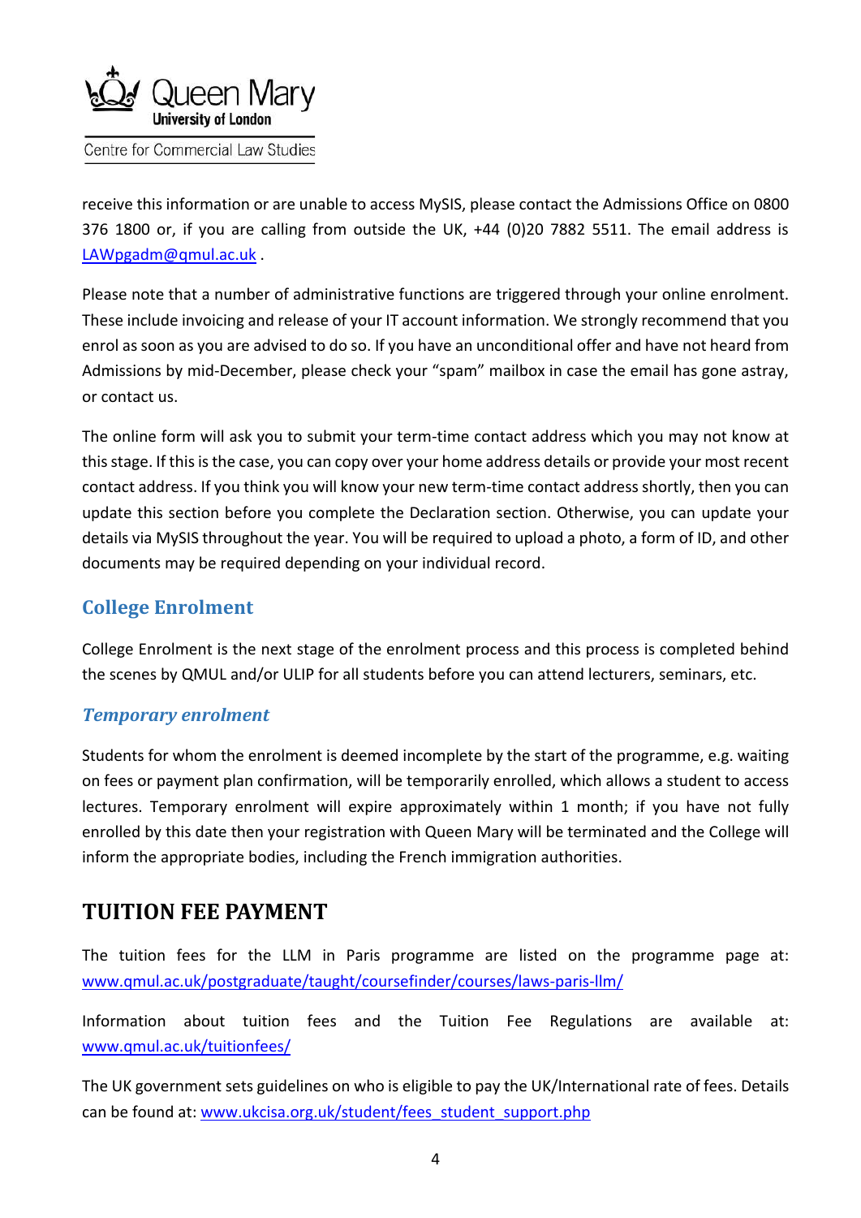receive this information or are unable to access MySIS, please contact the Admissions Office on 0800 376 1800 or, if you are calling from outside the UK, +44 (0)20 7882 5511. The email address is LAWpgadm@qmul.ac.uk .

Please note that a number of administrative functions are triggered through your online enrolment. These include invoicing and release of your IT account information. We strongly recommend that you enrol as soon as you are advised to do so. If you have an unconditional offer and have not heard from Admissions by mid-December, please check your "spam" mailbox in case the email has gone astray, or contact us.

The online form will ask you to submit your term-time contact address which you may not know at this stage. If this is the case, you can copy over your home address details or provide your most recent contact address. If you think you will know your new term-time contact address shortly, then you can update this section before you complete the Declaration section. Otherwise, you can update your details via MySIS throughout the year. You will be required to upload a photo, a form of ID, and other documents may be required depending on your individual record.

### College Enrolment

College Enrolment is the next stage of the enrolment process and this process is completed behind the scenes by QMUL and/or ULIP for all students before you can attend lecturers, seminars, etc.

#### *Temporary enrolment*

Students for whom the enrolment is deemed incomplete by the start of the programme, e.g. waiting on fees or payment plan confirmation, will be temporarily enrolled, which allows a student to access lectures. Temporary enrolment will expire approximately within 1 month; if you have not fully enrolled by this date then your registration with Queen Mary will be terminated and the College will inform the appropriate bodies, including the French immigration authorities.

## TUITION FEE PAYMENT

The tuition fees for the LLM in Paris programme are listed on the programme page at: www.qmul.ac.uk/postgraduate/taught/coursefinder/courses/laws-paris-llm/

Information about tuition fees and the Tuition Fee Regulations are available at: www.qmul.ac.uk/tuitionfees/

The UK government sets guidelines on who is eligible to pay the UK/International rate of fees. Details can be found at: www.ukcisa.org.uk/student/fees_student_support.php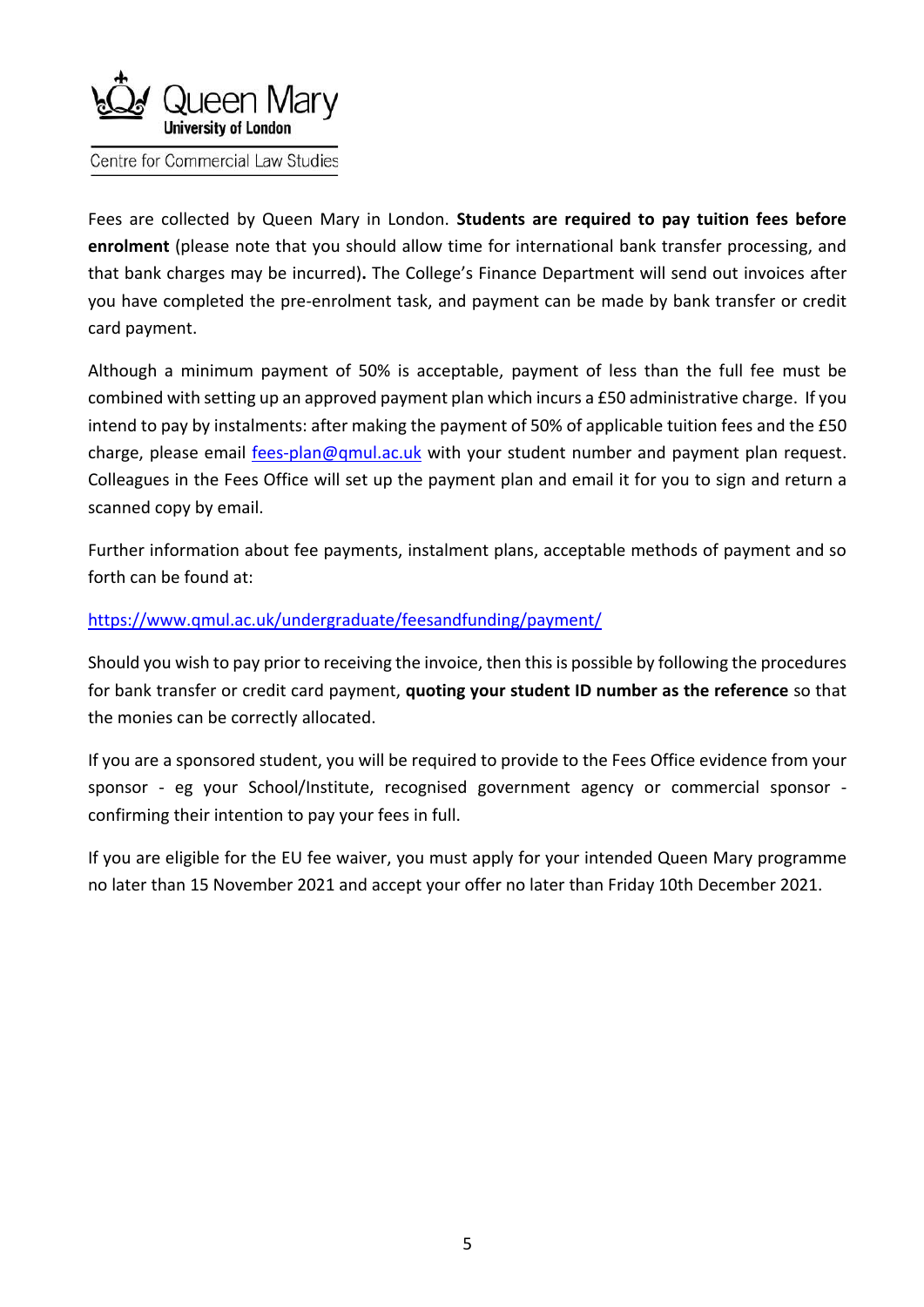Queen Mary
University of London

Centre for Commercial Law Studies

Fees are collected by Queen Mary in London. **Students are required to pay tuition fees before enrolment** (please note that you should allow time for international bank transfer processing, and that bank charges may be incurred). The College's Finance Department will send out invoices after you have completed the pre-enrolment task, and payment can be made by bank transfer or credit card payment.

Although a minimum payment of 50% is acceptable, payment of less than the full fee must be combined with setting up an approved payment plan which incurs a £50 administrative charge. If you intend to pay by instalments: after making the payment of 50% of applicable tuition fees and the £50 charge, please email fees-plan@qmul.ac.uk with your student number and payment plan request. Colleagues in the Fees Office will set up the payment plan and email it for you to sign and return a scanned copy by email.

Further information about fee payments, instalment plans, acceptable methods of payment and so forth can be found at:

https://www.qmul.ac.uk/undergraduate/feesandfunding/payment/

Should you wish to pay prior to receiving the invoice, then this is possible by following the procedures for bank transfer or credit card payment, **quoting your student ID number as the reference** so that the monies can be correctly allocated.

If you are a sponsored student, you will be required to provide to the Fees Office evidence from your sponsor - eg your School/Institute, recognised government agency or commercial sponsor - confirming their intention to pay your fees in full.

If you are eligible for the EU fee waiver, you must apply for your intended Queen Mary programme no later than 15 November 2021 and accept your offer no later than Friday 10th December 2021.